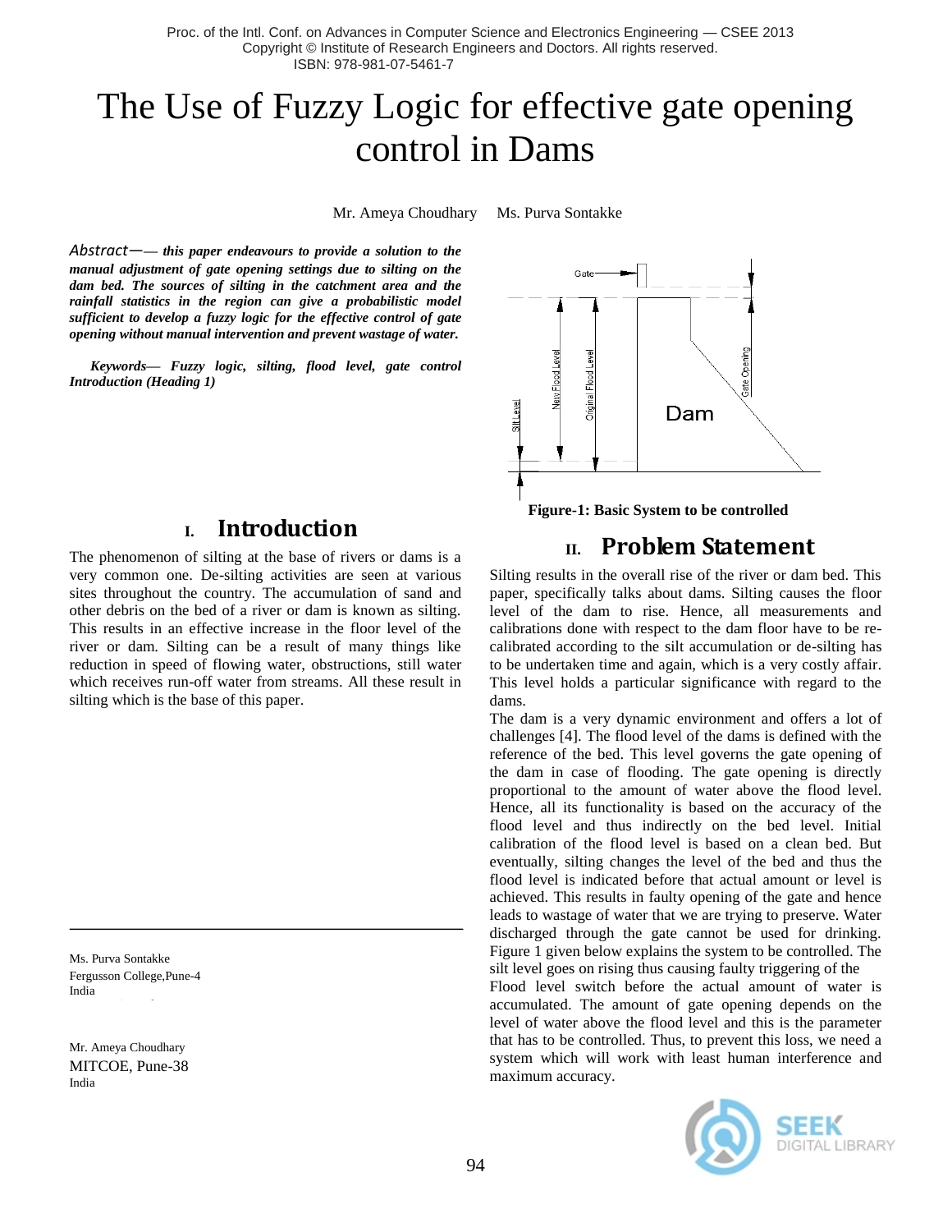# The Use of Fuzzy Logic for effective gate opening control in Dams

Mr. Ameya Choudhary     Ms. Purva Sontakke

*Abstract*— ***this paper endeavours to provide a solution to the manual adjustment of gate opening settings due to silting on the dam bed. The sources of silting in the catchment area and the rainfall statistics in the region can give a probabilistic model sufficient to develop a fuzzy logic for the effective control of gate opening without manual intervention and prevent wastage of water.***

***Keywords— Fuzzy logic, silting, flood level, gate control Introduction (Heading 1)***

## I. Introduction

The phenomenon of silting at the base of rivers or dams is a very common one. De-silting activities are seen at various sites throughout the country. The accumulation of sand and other debris on the bed of a river or dam is known as silting. This results in an effective increase in the floor level of the river or dam. Silting can be a result of many things like reduction in speed of flowing water, obstructions, still water which receives run-off water from streams. All these result in silting which is the base of this paper.

Ms. Purva Sontakke
Fergusson College,Pune-4
India

Mr. Ameya Choudhary
MITCOE, Pune-38
India

**Figure-1: Basic System to be controlled**

## II. Problem Statement

Silting results in the overall rise of the river or dam bed. This paper, specifically talks about dams. Silting causes the floor level of the dam to rise. Hence, all measurements and calibrations done with respect to the dam floor have to be re-calibrated according to the silt accumulation or de-silting has to be undertaken time and again, which is a very costly affair. This level holds a particular significance with regard to the dams.

The dam is a very dynamic environment and offers a lot of challenges [4]. The flood level of the dams is defined with the reference of the bed. This level governs the gate opening of the dam in case of flooding. The gate opening is directly proportional to the amount of water above the flood level. Hence, all its functionality is based on the accuracy of the flood level and thus indirectly on the bed level. Initial calibration of the flood level is based on a clean bed. But eventually, silting changes the level of the bed and thus the flood level is indicated before that actual amount or level is achieved. This results in faulty opening of the gate and hence leads to wastage of water that we are trying to preserve. Water discharged through the gate cannot be used for drinking. Figure 1 given below explains the system to be controlled. The silt level goes on rising thus causing faulty triggering of the Flood level switch before the actual amount of water is accumulated. The amount of gate opening depends on the level of water above the flood level and this is the parameter that has to be controlled. Thus, to prevent this loss, we need a system which will work with least human interference and maximum accuracy.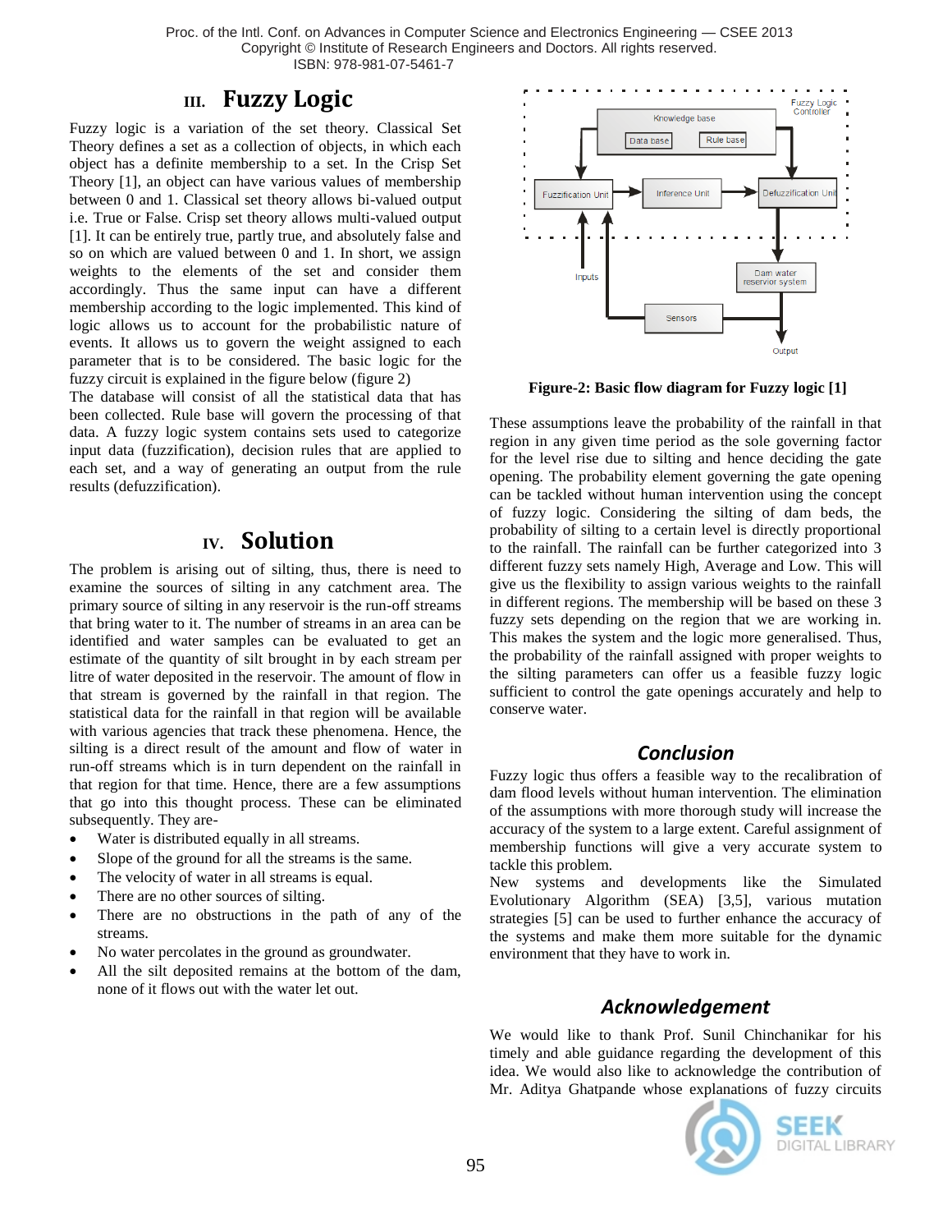## III. Fuzzy Logic

Fuzzy logic is a variation of the set theory. Classical Set Theory defines a set as a collection of objects, in which each object has a definite membership to a set. In the Crisp Set Theory [1], an object can have various values of membership between 0 and 1. Classical set theory allows bi-valued output i.e. True or False. Crisp set theory allows multi-valued output [1]. It can be entirely true, partly true, and absolutely false and so on which are valued between 0 and 1. In short, we assign weights to the elements of the set and consider them accordingly. Thus the same input can have a different membership according to the logic implemented. This kind of logic allows us to account for the probabilistic nature of events. It allows us to govern the weight assigned to each parameter that is to be considered. The basic logic for the fuzzy circuit is explained in the figure below (figure 2)

The database will consist of all the statistical data that has been collected. Rule base will govern the processing of that data. A fuzzy logic system contains sets used to categorize input data (fuzzification), decision rules that are applied to each set, and a way of generating an output from the rule results (defuzzification).

## IV. Solution

The problem is arising out of silting, thus, there is need to examine the sources of silting in any catchment area. The primary source of silting in any reservoir is the run-off streams that bring water to it. The number of streams in an area can be identified and water samples can be evaluated to get an estimate of the quantity of silt brought in by each stream per litre of water deposited in the reservoir. The amount of flow in that stream is governed by the rainfall in that region. The statistical data for the rainfall in that region will be available with various agencies that track these phenomena. Hence, the silting is a direct result of the amount and flow of water in run-off streams which is in turn dependent on the rainfall in that region for that time. Hence, there are a few assumptions that go into this thought process. These can be eliminated subsequently. They are-

- Water is distributed equally in all streams.
- Slope of the ground for all the streams is the same.
- The velocity of water in all streams is equal.
- There are no other sources of silting.
- There are no obstructions in the path of any of the streams.
- No water percolates in the ground as groundwater.
- All the silt deposited remains at the bottom of the dam, none of it flows out with the water let out.

**Figure-2: Basic flow diagram for Fuzzy logic [1]**

These assumptions leave the probability of the rainfall in that region in any given time period as the sole governing factor for the level rise due to silting and hence deciding the gate opening. The probability element governing the gate opening can be tackled without human intervention using the concept of fuzzy logic. Considering the silting of dam beds, the probability of silting to a certain level is directly proportional to the rainfall. The rainfall can be further categorized into 3 different fuzzy sets namely High, Average and Low. This will give us the flexibility to assign various weights to the rainfall in different regions. The membership will be based on these 3 fuzzy sets depending on the region that we are working in. This makes the system and the logic more generalised. Thus, the probability of the rainfall assigned with proper weights to the silting parameters can offer us a feasible fuzzy logic sufficient to control the gate openings accurately and help to conserve water.

## *Conclusion*

Fuzzy logic thus offers a feasible way to the recalibration of dam flood levels without human intervention. The elimination of the assumptions with more thorough study will increase the accuracy of the system to a large extent. Careful assignment of membership functions will give a very accurate system to tackle this problem.

New systems and developments like the Simulated Evolutionary Algorithm (SEA) [3,5], various mutation strategies [5] can be used to further enhance the accuracy of the systems and make them more suitable for the dynamic environment that they have to work in.

## *Acknowledgement*

We would like to thank Prof. Sunil Chinchanikar for his timely and able guidance regarding the development of this idea. We would also like to acknowledge the contribution of Mr. Aditya Ghatpande whose explanations of fuzzy circuits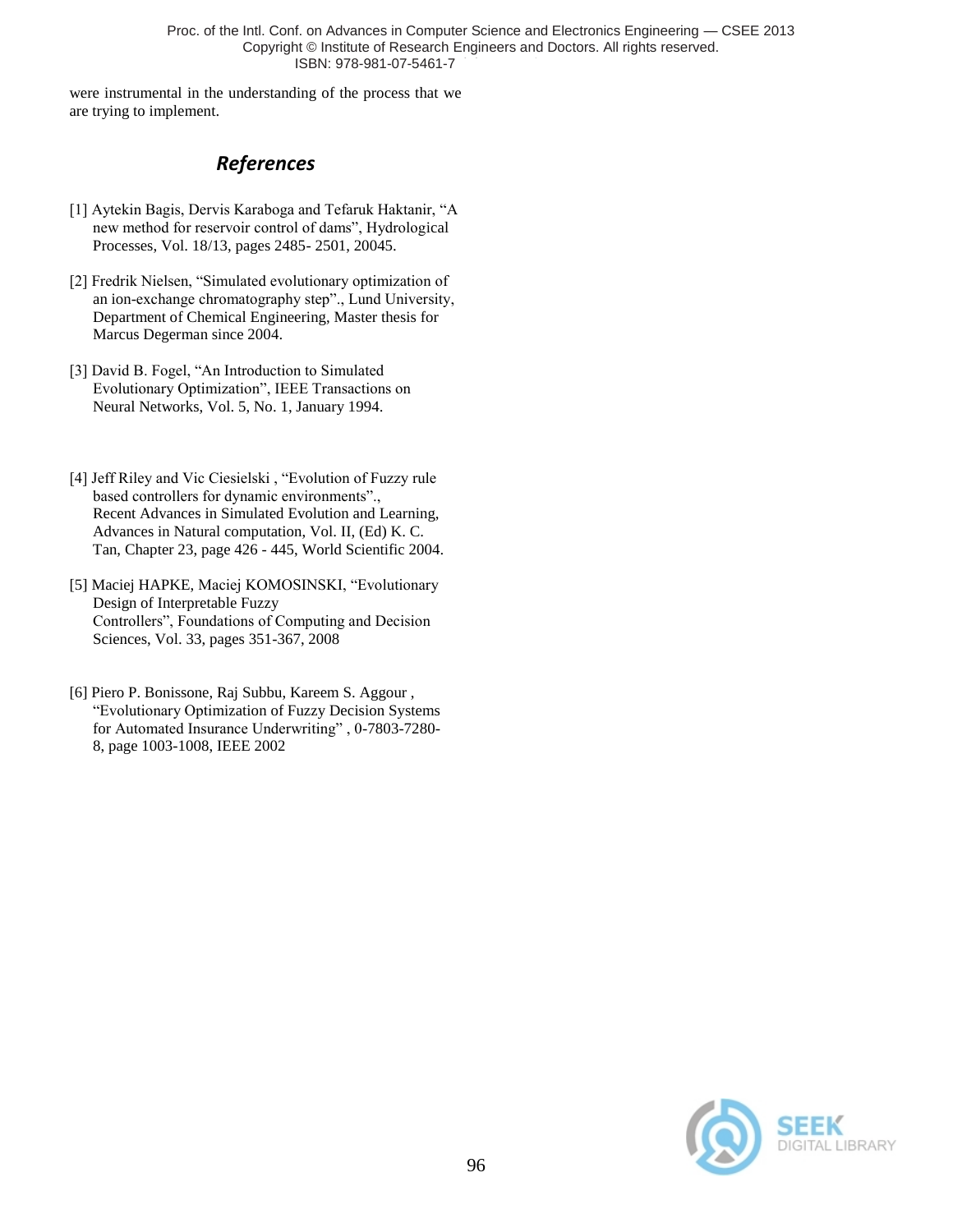were instrumental in the understanding of the process that we are trying to implement.

## *References*

[1] Aytekin Bagis, Dervis Karaboga and Tefaruk Haktanir, "A new method for reservoir control of dams", Hydrological Processes, Vol. 18/13, pages 2485- 2501, 20045.

[2] Fredrik Nielsen, "Simulated evolutionary optimization of an ion-exchange chromatography step"., Lund University, Department of Chemical Engineering, Master thesis for Marcus Degerman since 2004.

[3] David B. Fogel, "An Introduction to Simulated Evolutionary Optimization", IEEE Transactions on Neural Networks, Vol. 5, No. 1, January 1994.

[4] Jeff Riley and Vic Ciesielski , "Evolution of Fuzzy rule based controllers for dynamic environments"., Recent Advances in Simulated Evolution and Learning, Advances in Natural computation, Vol. II, (Ed) K. C. Tan, Chapter 23, page 426 - 445, World Scientific 2004.

[5] Maciej HAPKE, Maciej KOMOSINSKI, "Evolutionary Design of Interpretable Fuzzy Controllers", Foundations of Computing and Decision Sciences, Vol. 33, pages 351-367, 2008

[6] Piero P. Bonissone, Raj Subbu, Kareem S. Aggour , "Evolutionary Optimization of Fuzzy Decision Systems for Automated Insurance Underwriting" , 0-7803-7280-8, page 1003-1008, IEEE 2002